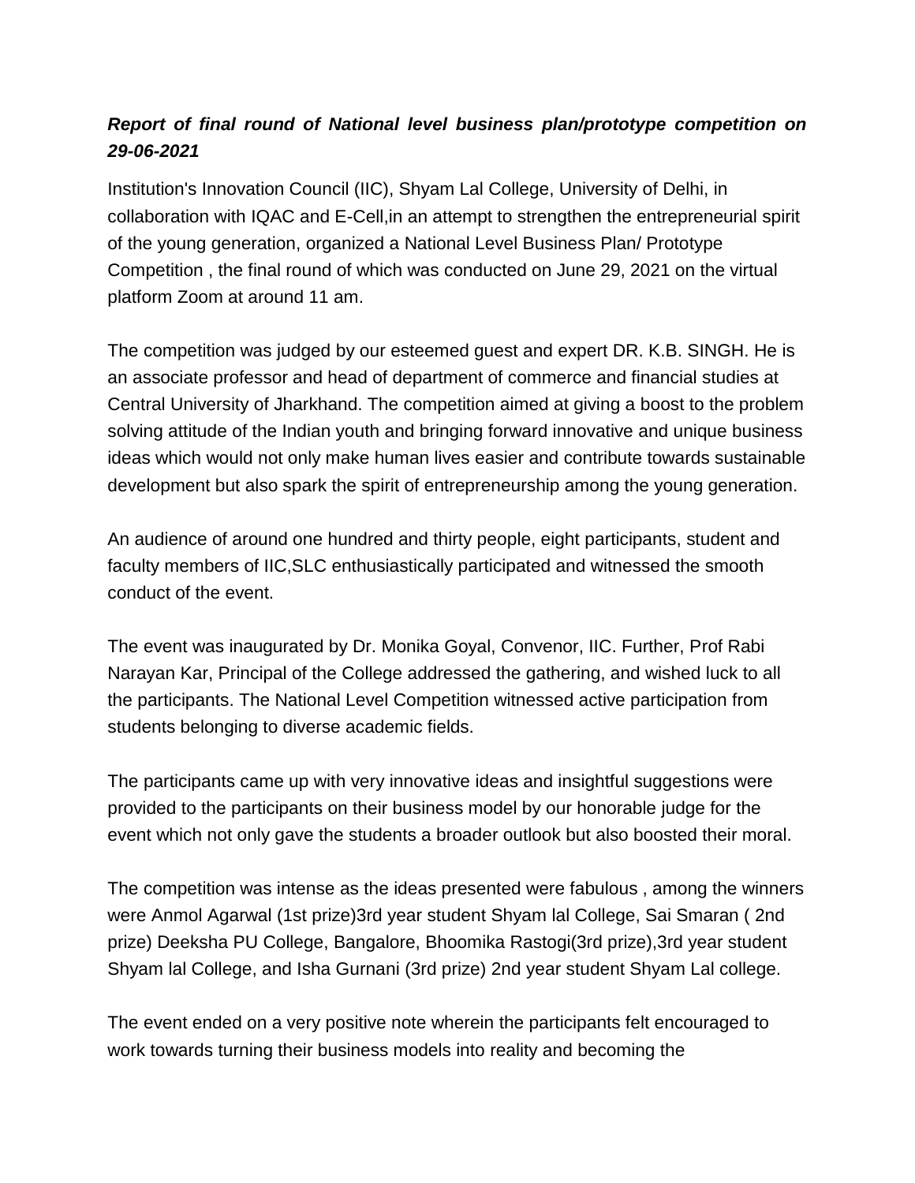***Report of final round of National level business plan/prototype competition on 29-06-2021***

Institution's Innovation Council (IIC), Shyam Lal College, University of Delhi, in collaboration with IQAC and E-Cell,in an attempt to strengthen the entrepreneurial spirit of the young generation, organized a National Level Business Plan/ Prototype Competition , the final round of which was conducted on June 29, 2021 on the virtual platform Zoom at around 11 am.

The competition was judged by our esteemed guest and expert DR. K.B. SINGH. He is an associate professor and head of department of commerce and financial studies at Central University of Jharkhand. The competition aimed at giving a boost to the problem solving attitude of the Indian youth and bringing forward innovative and unique business ideas which would not only make human lives easier and contribute towards sustainable development but also spark the spirit of entrepreneurship among the young generation.

An audience of around one hundred and thirty people, eight participants, student and faculty members of IIC,SLC enthusiastically participated and witnessed the smooth conduct of the event.

The event was inaugurated by Dr. Monika Goyal, Convenor, IIC. Further, Prof Rabi Narayan Kar, Principal of the College addressed the gathering, and wished luck to all the participants. The National Level Competition witnessed active participation from students belonging to diverse academic fields.

The participants came up with very innovative ideas and insightful suggestions were provided to the participants on their business model by our honorable judge for the event which not only gave the students a broader outlook but also boosted their moral.

The competition was intense as the ideas presented were fabulous , among the winners were Anmol Agarwal (1st prize)3rd year student Shyam lal College, Sai Smaran ( 2nd prize) Deeksha PU College, Bangalore, Bhoomika Rastogi(3rd prize),3rd year student Shyam lal College, and Isha Gurnani (3rd prize) 2nd year student Shyam Lal college.

The event ended on a very positive note wherein the participants felt encouraged to work towards turning their business models into reality and becoming the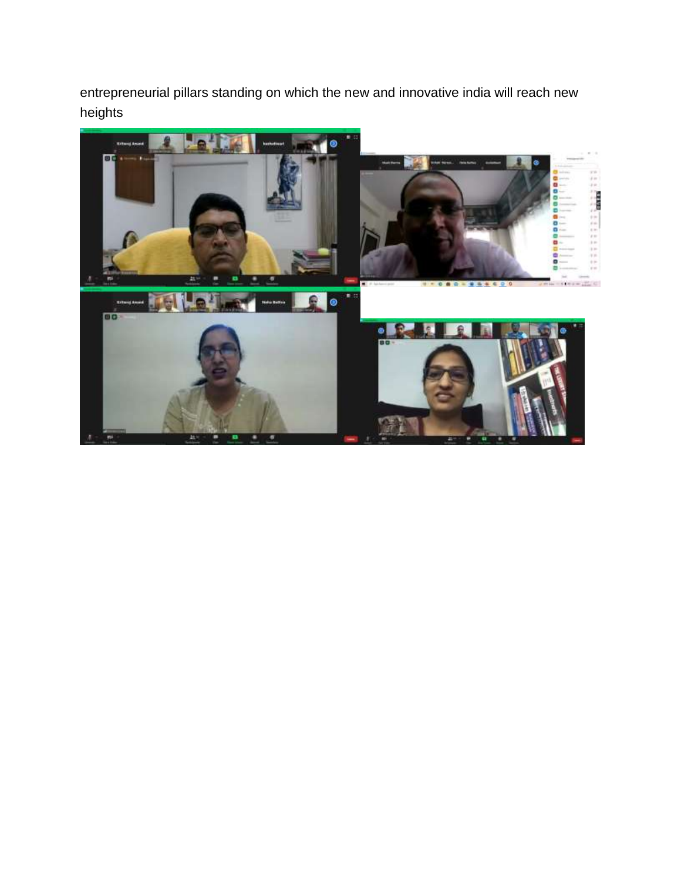entrepreneurial pillars standing on which the new and innovative india will reach new heights